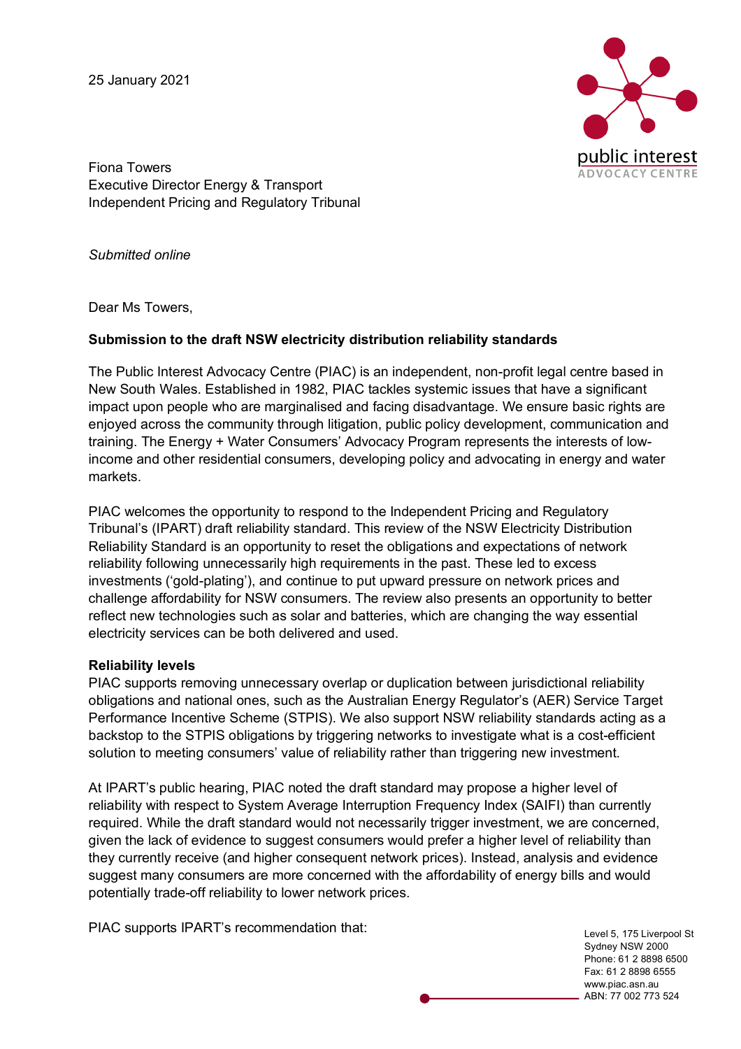25 January 2021

Fiona Towers
Executive Director Energy & Transport
Independent Pricing and Regulatory Tribunal

*Submitted online*

Dear Ms Towers,

**Submission to the draft NSW electricity distribution reliability standards**

The Public Interest Advocacy Centre (PIAC) is an independent, non-profit legal centre based in New South Wales. Established in 1982, PIAC tackles systemic issues that have a significant impact upon people who are marginalised and facing disadvantage. We ensure basic rights are enjoyed across the community through litigation, public policy development, communication and training. The Energy + Water Consumers' Advocacy Program represents the interests of low-income and other residential consumers, developing policy and advocating in energy and water markets.

PIAC welcomes the opportunity to respond to the Independent Pricing and Regulatory Tribunal's (IPART) draft reliability standard. This review of the NSW Electricity Distribution Reliability Standard is an opportunity to reset the obligations and expectations of network reliability following unnecessarily high requirements in the past. These led to excess investments ('gold-plating'), and continue to put upward pressure on network prices and challenge affordability for NSW consumers. The review also presents an opportunity to better reflect new technologies such as solar and batteries, which are changing the way essential electricity services can be both delivered and used.

**Reliability levels**

PIAC supports removing unnecessary overlap or duplication between jurisdictional reliability obligations and national ones, such as the Australian Energy Regulator's (AER) Service Target Performance Incentive Scheme (STPIS). We also support NSW reliability standards acting as a backstop to the STPIS obligations by triggering networks to investigate what is a cost-efficient solution to meeting consumers' value of reliability rather than triggering new investment.

At IPART's public hearing, PIAC noted the draft standard may propose a higher level of reliability with respect to System Average Interruption Frequency Index (SAIFI) than currently required. While the draft standard would not necessarily trigger investment, we are concerned, given the lack of evidence to suggest consumers would prefer a higher level of reliability than they currently receive (and higher consequent network prices). Instead, analysis and evidence suggest many consumers are more concerned with the affordability of energy bills and would potentially trade-off reliability to lower network prices.

PIAC supports IPART's recommendation that: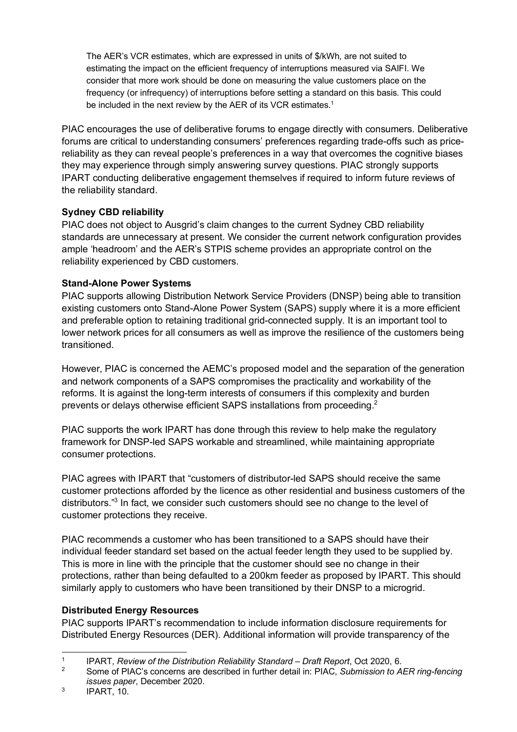> The AER's VCR estimates, which are expressed in units of $/kWh, are not suited to estimating the impact on the efficient frequency of interruptions measured via SAIFI. We consider that more work should be done on measuring the value customers place on the frequency (or infrequency) of interruptions before setting a standard on this basis. This could be included in the next review by the AER of its VCR estimates.[1]

PIAC encourages the use of deliberative forums to engage directly with consumers. Deliberative forums are critical to understanding consumers' preferences regarding trade-offs such as price-reliability as they can reveal people's preferences in a way that overcomes the cognitive biases they may experience through simply answering survey questions. PIAC strongly supports IPART conducting deliberative engagement themselves if required to inform future reviews of the reliability standard.

**Sydney CBD reliability**

PIAC does not object to Ausgrid's claim changes to the current Sydney CBD reliability standards are unnecessary at present. We consider the current network configuration provides ample 'headroom' and the AER's STPIS scheme provides an appropriate control on the reliability experienced by CBD customers.

**Stand-Alone Power Systems**

PIAC supports allowing Distribution Network Service Providers (DNSP) being able to transition existing customers onto Stand-Alone Power System (SAPS) supply where it is a more efficient and preferable option to retaining traditional grid-connected supply. It is an important tool to lower network prices for all consumers as well as improve the resilience of the customers being transitioned.

However, PIAC is concerned the AEMC's proposed model and the separation of the generation and network components of a SAPS compromises the practicality and workability of the reforms. It is against the long-term interests of consumers if this complexity and burden prevents or delays otherwise efficient SAPS installations from proceeding.[2]

PIAC supports the work IPART has done through this review to help make the regulatory framework for DNSP-led SAPS workable and streamlined, while maintaining appropriate consumer protections.

PIAC agrees with IPART that "customers of distributor-led SAPS should receive the same customer protections afforded by the licence as other residential and business customers of the distributors."[3] In fact, we consider such customers should see no change to the level of customer protections they receive.

PIAC recommends a customer who has been transitioned to a SAPS should have their individual feeder standard set based on the actual feeder length they used to be supplied by. This is more in line with the principle that the customer should see no change in their protections, rather than being defaulted to a 200km feeder as proposed by IPART. This should similarly apply to customers who have been transitioned by their DNSP to a microgrid.

**Distributed Energy Resources**

PIAC supports IPART's recommendation to include information disclosure requirements for Distributed Energy Resources (DER). Additional information will provide transparency of the

---

[1] IPART, *Review of the Distribution Reliability Standard – Draft Report*, Oct 2020, 6.

[2] Some of PIAC's concerns are described in further detail in: PIAC, *Submission to AER ring-fencing issues paper*, December 2020.

[3] IPART, 10.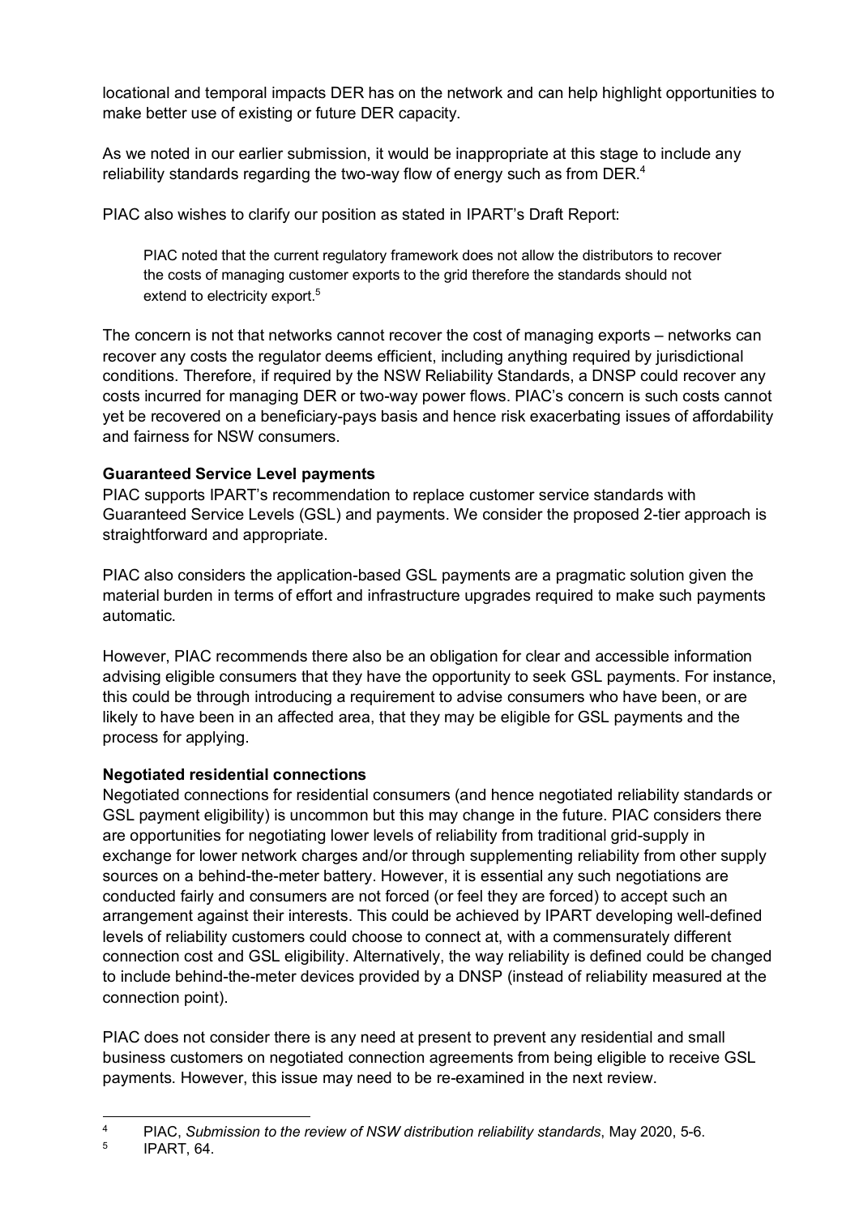locational and temporal impacts DER has on the network and can help highlight opportunities to make better use of existing or future DER capacity.

As we noted in our earlier submission, it would be inappropriate at this stage to include any reliability standards regarding the two-way flow of energy such as from DER.[4]

PIAC also wishes to clarify our position as stated in IPART's Draft Report:

> PIAC noted that the current regulatory framework does not allow the distributors to recover the costs of managing customer exports to the grid therefore the standards should not extend to electricity export.[5]

The concern is not that networks cannot recover the cost of managing exports – networks can recover any costs the regulator deems efficient, including anything required by jurisdictional conditions. Therefore, if required by the NSW Reliability Standards, a DNSP could recover any costs incurred for managing DER or two-way power flows. PIAC's concern is such costs cannot yet be recovered on a beneficiary-pays basis and hence risk exacerbating issues of affordability and fairness for NSW consumers.

**Guaranteed Service Level payments**

PIAC supports IPART's recommendation to replace customer service standards with Guaranteed Service Levels (GSL) and payments. We consider the proposed 2-tier approach is straightforward and appropriate.

PIAC also considers the application-based GSL payments are a pragmatic solution given the material burden in terms of effort and infrastructure upgrades required to make such payments automatic.

However, PIAC recommends there also be an obligation for clear and accessible information advising eligible consumers that they have the opportunity to seek GSL payments. For instance, this could be through introducing a requirement to advise consumers who have been, or are likely to have been in an affected area, that they may be eligible for GSL payments and the process for applying.

**Negotiated residential connections**

Negotiated connections for residential consumers (and hence negotiated reliability standards or GSL payment eligibility) is uncommon but this may change in the future. PIAC considers there are opportunities for negotiating lower levels of reliability from traditional grid-supply in exchange for lower network charges and/or through supplementing reliability from other supply sources on a behind-the-meter battery. However, it is essential any such negotiations are conducted fairly and consumers are not forced (or feel they are forced) to accept such an arrangement against their interests. This could be achieved by IPART developing well-defined levels of reliability customers could choose to connect at, with a commensurately different connection cost and GSL eligibility. Alternatively, the way reliability is defined could be changed to include behind-the-meter devices provided by a DNSP (instead of reliability measured at the connection point).

PIAC does not consider there is any need at present to prevent any residential and small business customers on negotiated connection agreements from being eligible to receive GSL payments. However, this issue may need to be re-examined in the next review.

---

[4] PIAC, *Submission to the review of NSW distribution reliability standards*, May 2020, 5-6.

[5] IPART, 64.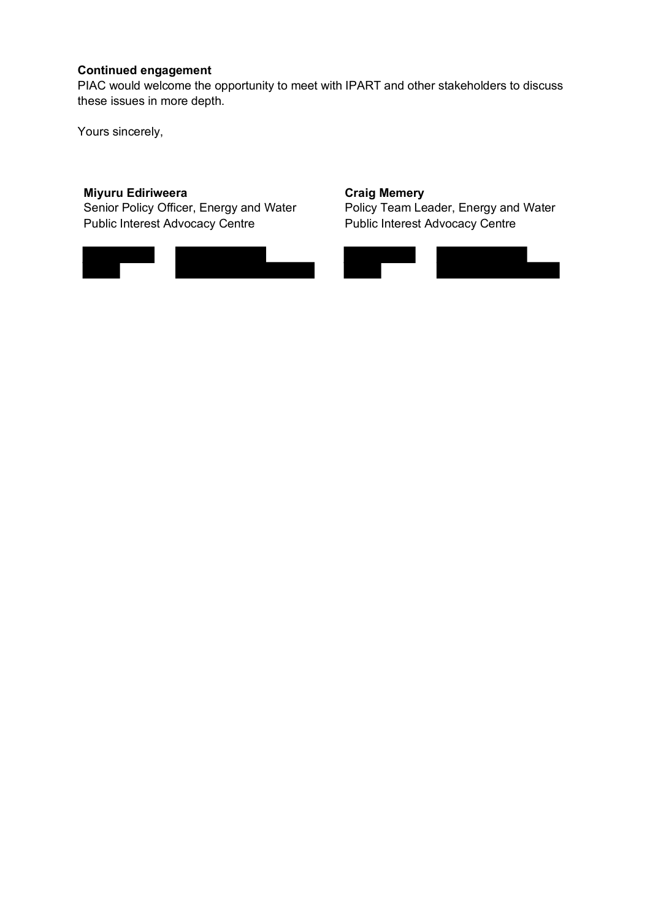**Continued engagement**

PIAC would welcome the opportunity to meet with IPART and other stakeholders to discuss these issues in more depth.

Yours sincerely,

**Miyuru Ediriweera**
Senior Policy Officer, Energy and Water
Public Interest Advocacy Centre

**Craig Memery**
Policy Team Leader, Energy and Water
Public Interest Advocacy Centre